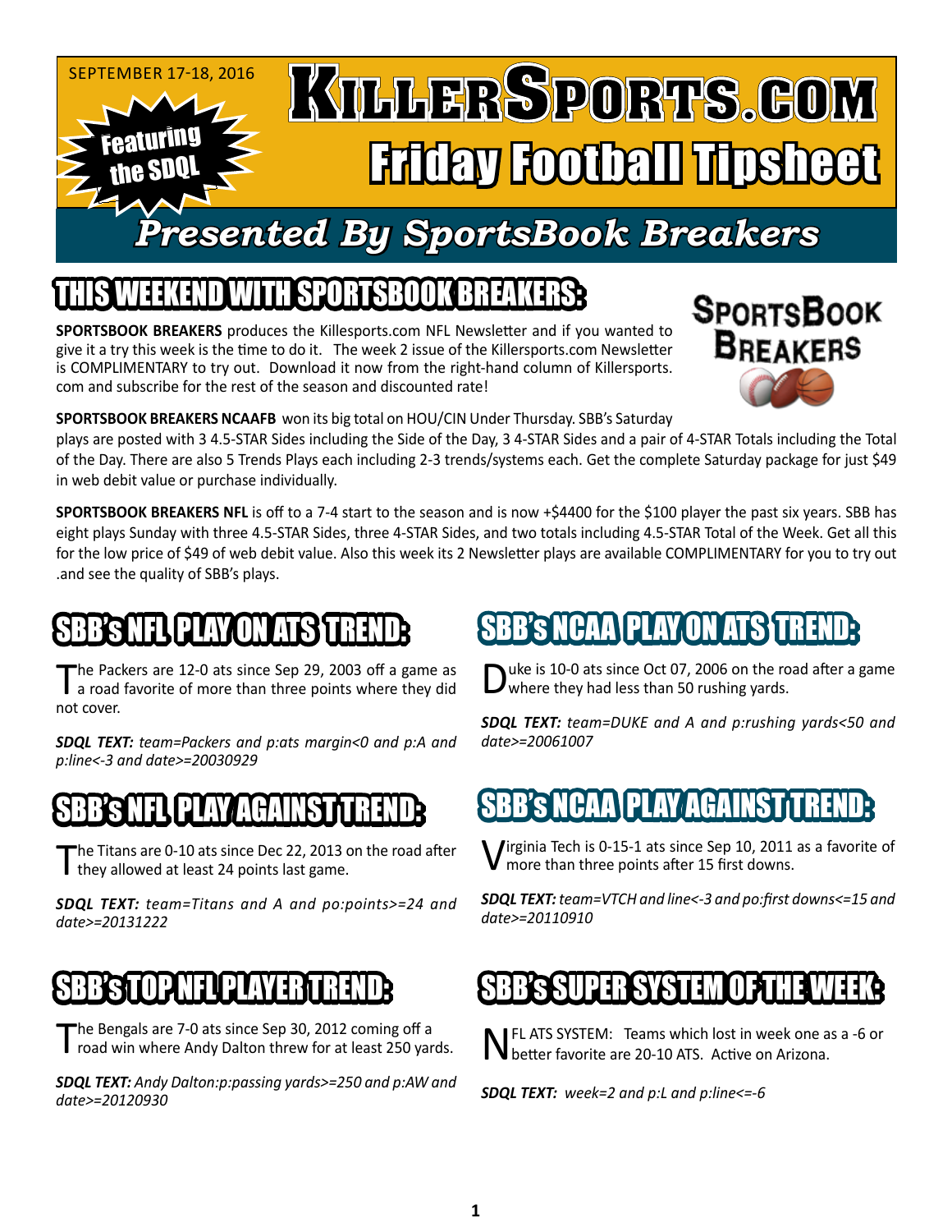SEPTEMBER 17-18, 2016

Featuring the SDQL

# KILLERSPORTS.COM
# Friday Football Tipsheet

## Presented By SportsBook Breakers

## THIS WEEKEND WITH SPORTSBOOK BREAKERS:

**SPORTSBOOK BREAKERS** produces the Killesports.com NFL Newsletter and if you wanted to give it a try this week is the time to do it. The week 2 issue of the Killersports.com Newsletter is COMPLIMENTARY to try out. Download it now from the right-hand column of Killersports.com and subscribe for the rest of the season and discounted rate!

**SPORTSBOOK BREAKERS NCAAFB** won its big total on HOU/CIN Under Thursday. SBB's Saturday plays are posted with 3 4.5-STAR Sides including the Side of the Day, 3 4-STAR Sides and a pair of 4-STAR Totals including the Total of the Day. There are also 5 Trends Plays each including 2-3 trends/systems each. Get the complete Saturday package for just $49 in web debit value or purchase individually.

**SPORTSBOOK BREAKERS NFL** is off to a 7-4 start to the season and is now +$4400 for the $100 player the past six years. SBB has eight plays Sunday with three 4.5-STAR Sides, three 4-STAR Sides, and two totals including 4.5-STAR Total of the Week. Get all this for the low price of $49 of web debit value. Also this week its 2 Newsletter plays are available COMPLIMENTARY for you to try out .and see the quality of SBB's plays.

## SBB's NFL PLAY ON ATS TREND:

The Packers are 12-0 ats since Sep 29, 2003 off a game as a road favorite of more than three points where they did not cover.

***SDQL TEXT:*** *team=Packers and p:ats margin<0 and p:A and p:line<-3 and date>=20030929*

## SBB's NFL PLAY AGAINST TREND:

The Titans are 0-10 ats since Dec 22, 2013 on the road after they allowed at least 24 points last game.

***SDQL TEXT:*** *team=Titans and A and po:points>=24 and date>=20131222*

## SBB's TOP NFL PLAYER TREND:

The Bengals are 7-0 ats since Sep 30, 2012 coming off a road win where Andy Dalton threw for at least 250 yards.

***SDQL TEXT:*** *Andy Dalton:p:passing yards>=250 and p:AW and date>=20120930*

## SBB's NCAA PLAY ON ATS TREND:

Duke is 10-0 ats since Oct 07, 2006 on the road after a game where they had less than 50 rushing yards.

***SDQL TEXT:*** *team=DUKE and A and p:rushing yards<50 and date>=20061007*

## SBB's NCAA PLAY AGAINST TREND:

Virginia Tech is 0-15-1 ats since Sep 10, 2011 as a favorite of more than three points after 15 first downs.

***SDQL TEXT:*** *team=VTCH and line<-3 and po:first downs<=15 and date>=20110910*

## SBB's SUPER SYSTEM OF THE WEEK:

NFL ATS SYSTEM: Teams which lost in week one as a -6 or better favorite are 20-10 ATS. Active on Arizona.

***SDQL TEXT:*** *week=2 and p:L and p:line<=-6*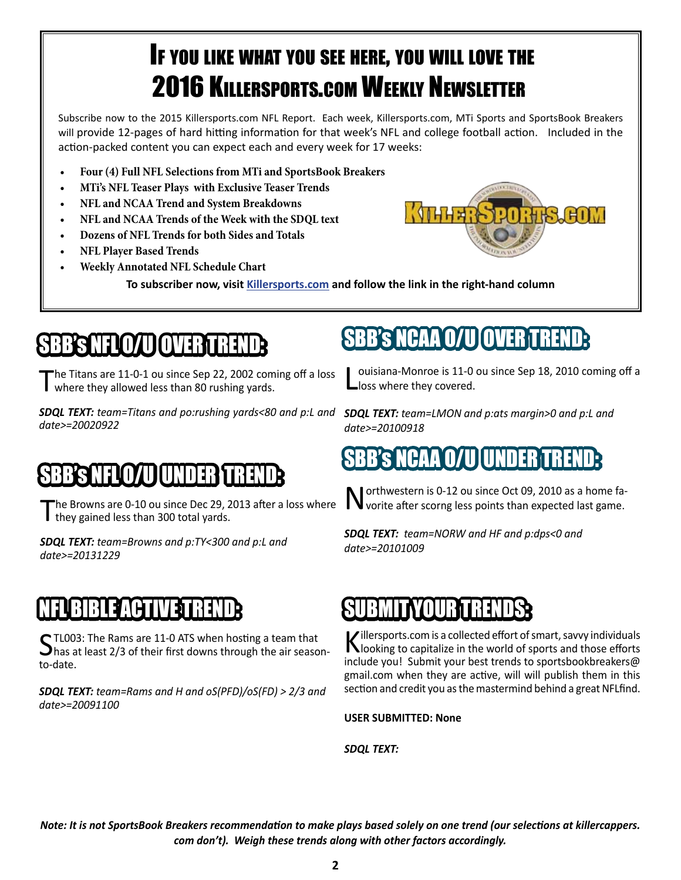# If you like what you see here, you will love the 2016 Killersports.com Weekly Newsletter

Subscribe now to the 2015 Killersports.com NFL Report. Each week, Killersports.com, MTi Sports and SportsBook Breakers will provide 12-pages of hard hitting information for that week's NFL and college football action. Included in the action-packed content you can expect each and every week for 17 weeks:

- **Four (4) Full NFL Selections from MTi and SportsBook Breakers**
- **MTi's NFL Teaser Plays with Exclusive Teaser Trends**
- **NFL and NCAA Trend and System Breakdowns**
- **NFL and NCAA Trends of the Week with the SDQL text**
- **Dozens of NFL Trends for both Sides and Totals**
- **NFL Player Based Trends**
- **Weekly Annotated NFL Schedule Chart**

**To subscriber now, visit Killersports.com and follow the link in the right-hand column**

## SBB's NFL O/U OVER TREND:

The Titans are 11-0-1 ou since Sep 22, 2002 coming off a loss where they allowed less than 80 rushing yards.

***SDQL TEXT:*** *team=Titans and po:rushing yards<80 and p:L and date>=20020922*

## SBB's NFL O/U UNDER TREND:

The Browns are 0-10 ou since Dec 29, 2013 after a loss where they gained less than 300 total yards.

***SDQL TEXT:*** *team=Browns and p:TY<300 and p:L and date>=20131229*

## NFL BIBLE ACTIVE TREND:

STL003: The Rams are 11-0 ATS when hosting a team that has at least 2/3 of their first downs through the air season-to-date.

***SDQL TEXT:*** *team=Rams and H and oS(PFD)/oS(FD) > 2/3 and date>=20091100*

## SBB's NCAA O/U OVER TREND:

Louisiana-Monroe is 11-0 ou since Sep 18, 2010 coming off a loss where they covered.

***SDQL TEXT:*** *team=LMON and p:ats margin>0 and p:L and date>=20100918*

## SBB's NCAA O/U UNDER TREND:

Northwestern is 0-12 ou since Oct 09, 2010 as a home favorite after scorng less points than expected last game.

***SDQL TEXT:*** *team=NORW and HF and p:dps<0 and date>=20101009*

## SUBMIT YOUR TRENDS:

Killersports.com is a collected effort of smart, savvy individuals looking to capitalize in the world of sports and those efforts include you! Submit your best trends to sportsbookbreakers@gmail.com when they are active, will will publish them in this section and credit you as the mastermind behind a great NFLfind.

**USER SUBMITTED: None**

***SDQL TEXT:***

***Note: It is not SportsBook Breakers recommendation to make plays based solely on one trend (our selections at killercappers.com don't). Weigh these trends along with other factors accordingly.***